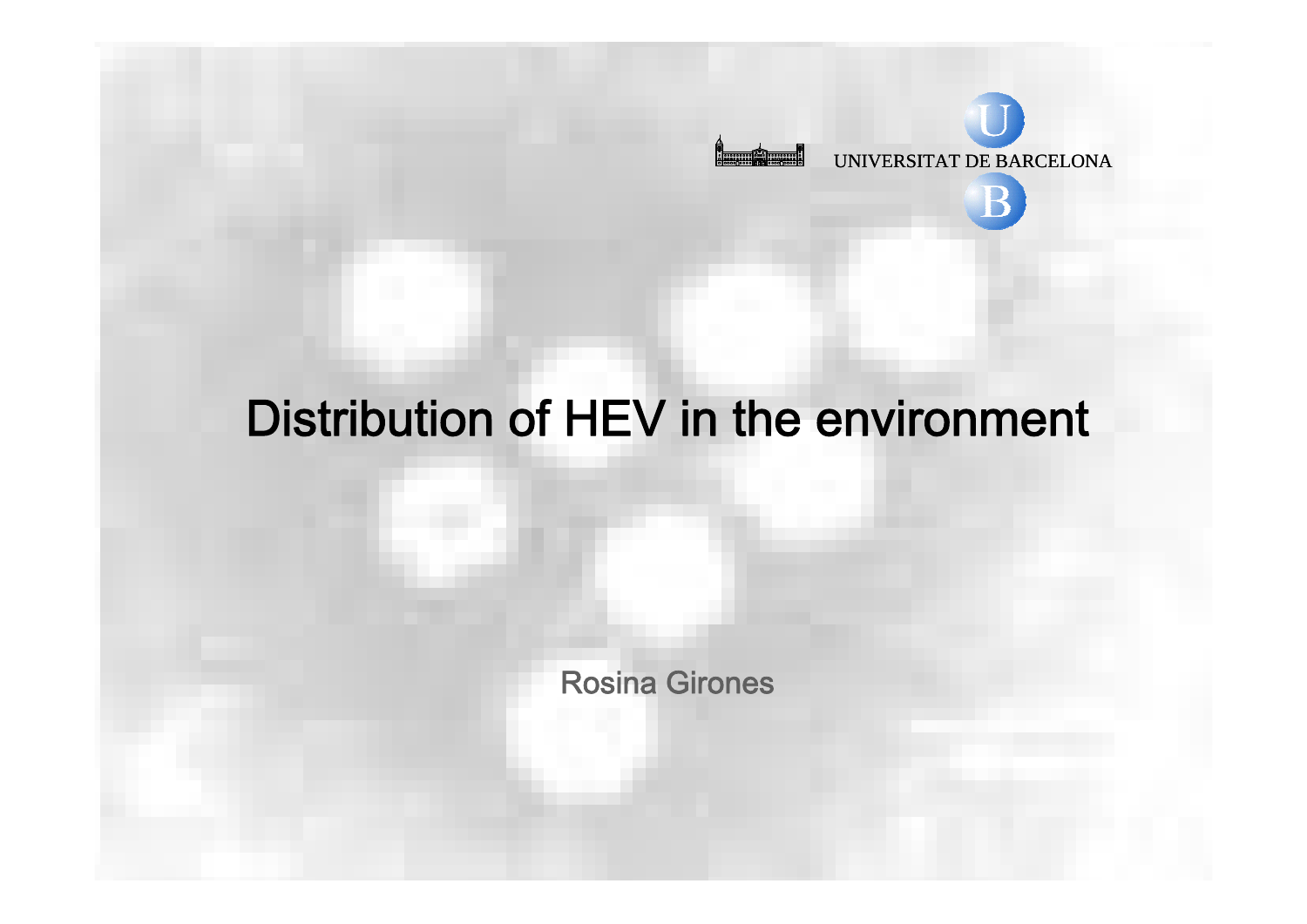UNIVERSITAT DE BARCELONA

# Distribution of HEV in the environment

Rosina Girones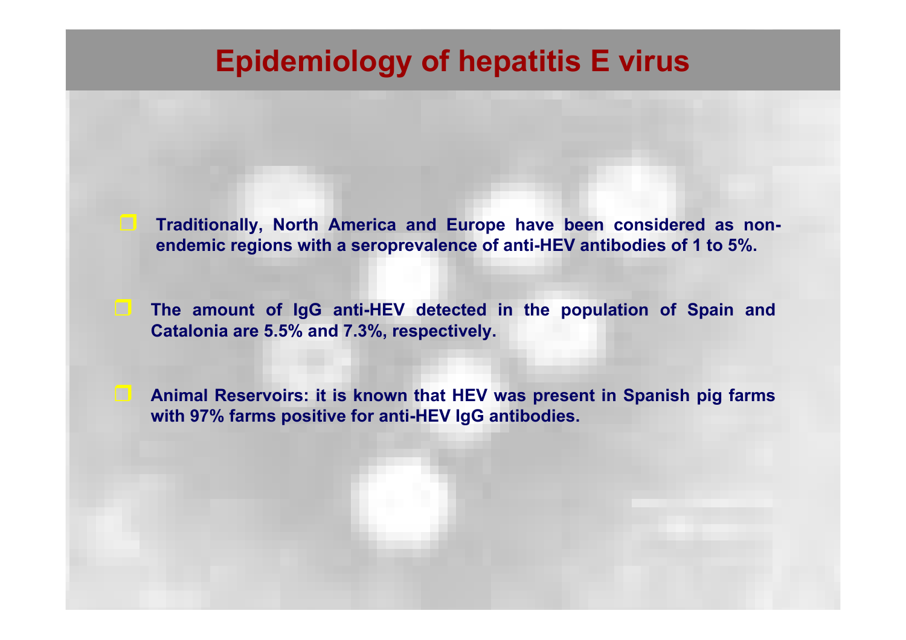# Epidemiology of hepatitis E virus

- **Traditionally, North America and Europe have been considered as non-endemic regions with a seroprevalence of anti-HEV antibodies of 1 to 5%.**

- **The amount of IgG anti-HEV detected in the population of Spain and Catalonia are 5.5% and 7.3%, respectively.**

- **Animal Reservoirs: it is known that HEV was present in Spanish pig farms with 97% farms positive for anti-HEV IgG antibodies.**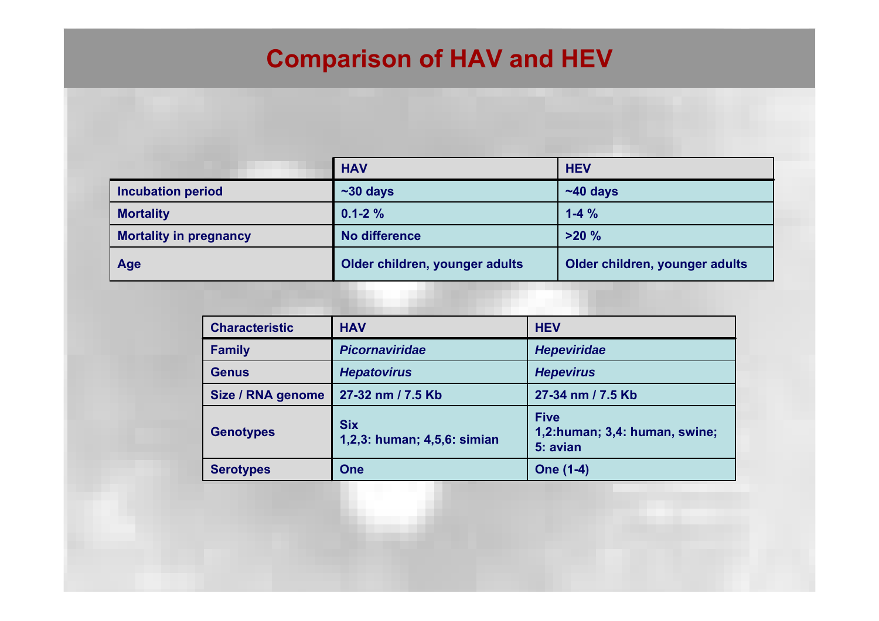# Comparison of HAV and HEV

| | HAV | HEV |
|---|---|---|
| **Incubation period** | ~30 days | ~40 days |
| **Mortality** | 0.1-2 % | 1-4 % |
| **Mortality in pregnancy** | No difference | >20 % |
| **Age** | Older children, younger adults | Older children, younger adults |

| Characteristic | HAV | HEV |
|---|---|---|
| **Family** | *Picornaviridae* | *Hepeviridae* |
| **Genus** | *Hepatovirus* | *Hepevirus* |
| **Size / RNA genome** | 27-32 nm / 7.5 Kb | 27-34 nm / 7.5 Kb |
| **Genotypes** | Six<br>1,2,3: human; 4,5,6: simian | Five<br>1,2:human; 3,4: human, swine; 5: avian |
| **Serotypes** | One | One (1-4) |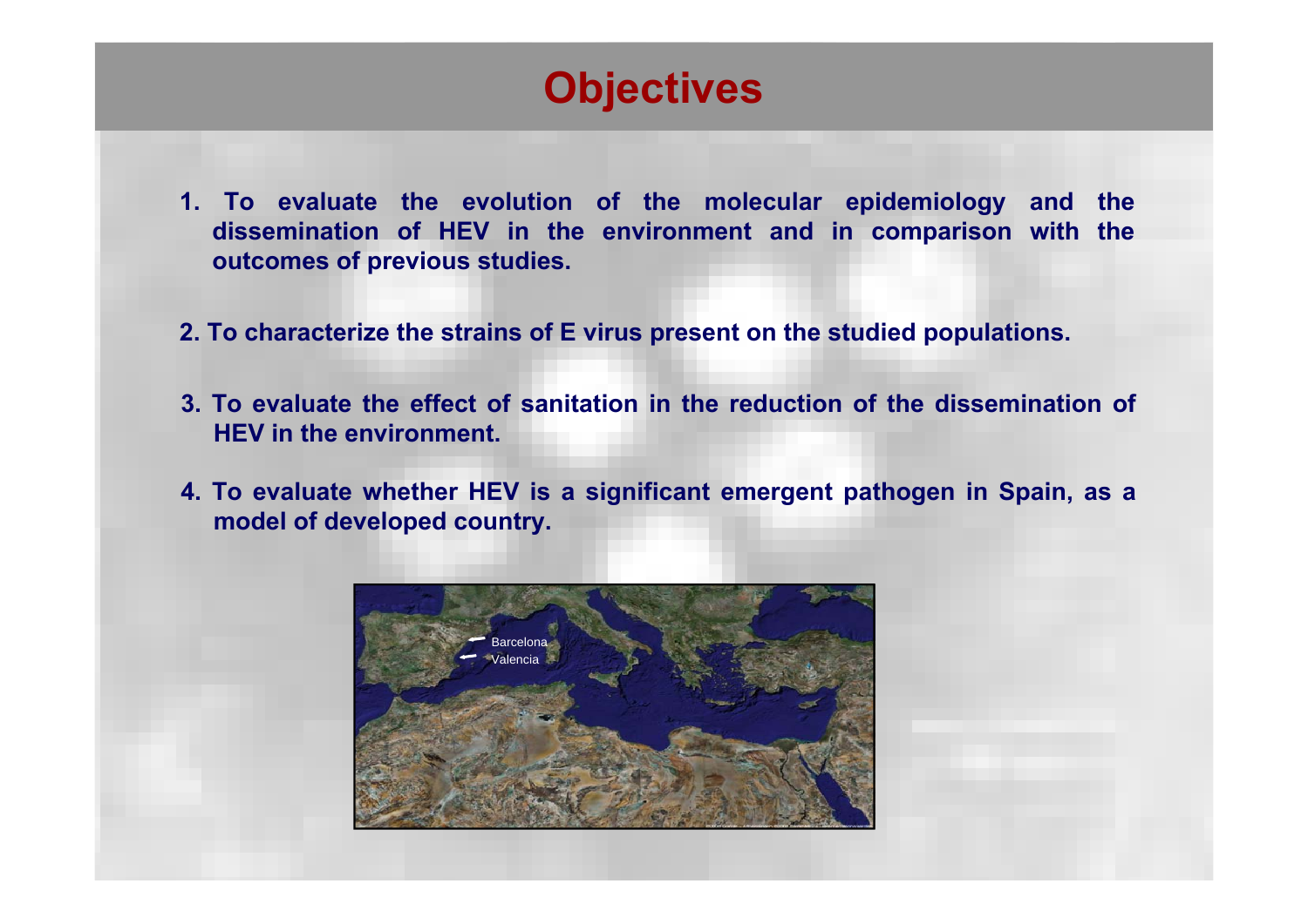# Objectives

1. To evaluate the evolution of the molecular epidemiology and the dissemination of HEV in the environment and in comparison with the outcomes of previous studies.

2. To characterize the strains of E virus present on the studied populations.

3. To evaluate the effect of sanitation in the reduction of the dissemination of HEV in the environment.

4. To evaluate whether HEV is a significant emergent pathogen in Spain, as a model of developed country.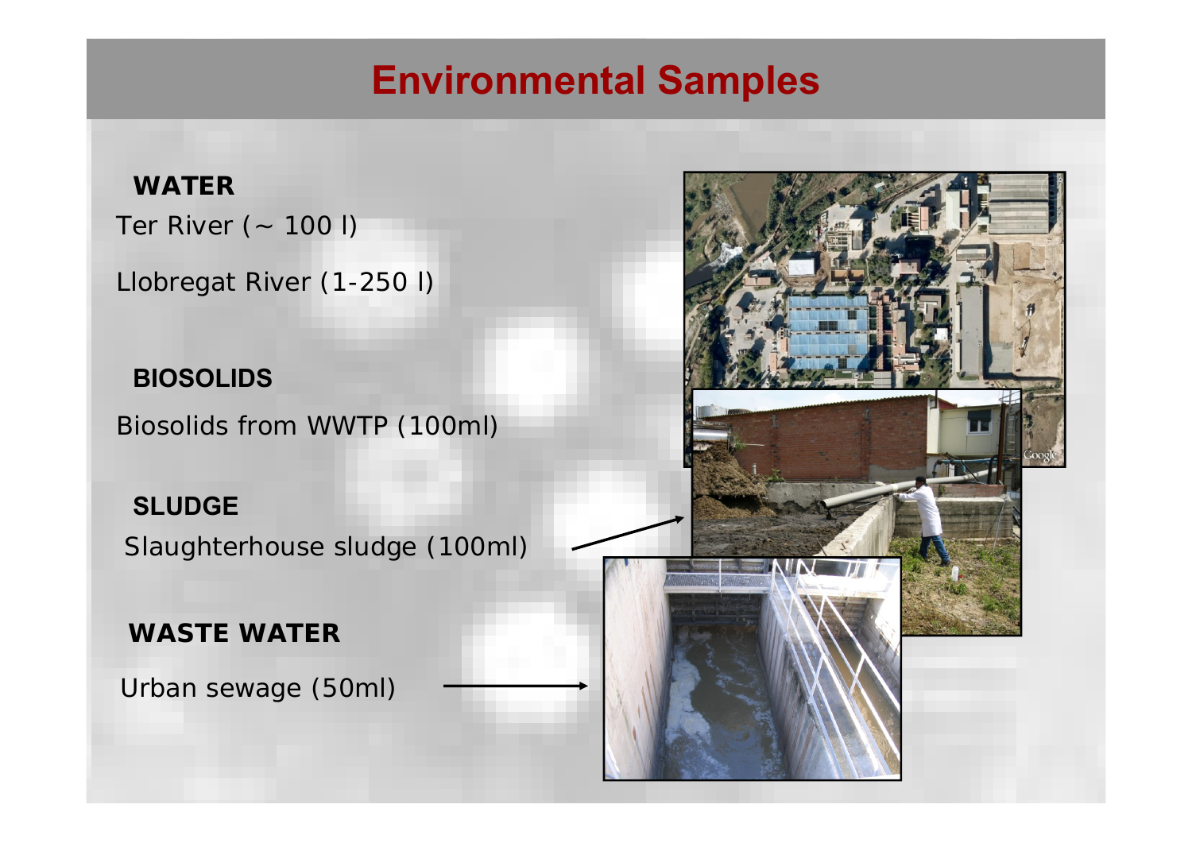# Environmental Samples

**WATER**

Ter River (~ 100 l)

Llobregat River (1-250 l)

**BIOSOLIDS**

Biosolids from WWTP (100ml)

**SLUDGE**

Slaughterhouse sludge (100ml)

**WASTE WATER**

Urban sewage (50ml)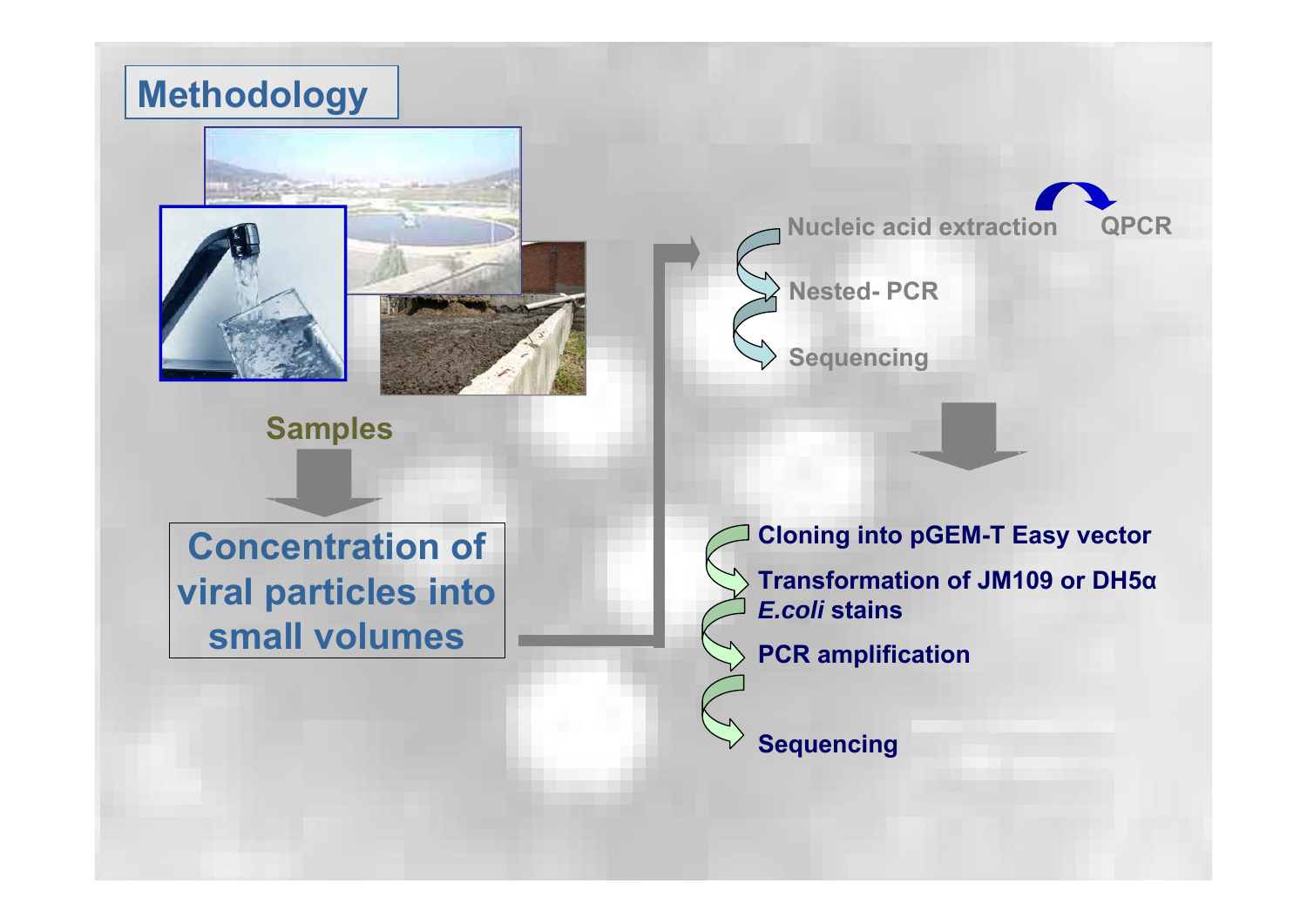# Methodology

**Samples**

**Concentration of viral particles into small volumes**

- **Nucleic acid extraction** → **QPCR**
- **Nested- PCR**
- **Sequencing**

- **Cloning into pGEM-T Easy vector**
- **Transformation of JM109 or DH5α *E.coli* stains**
- **PCR amplification**
- **Sequencing**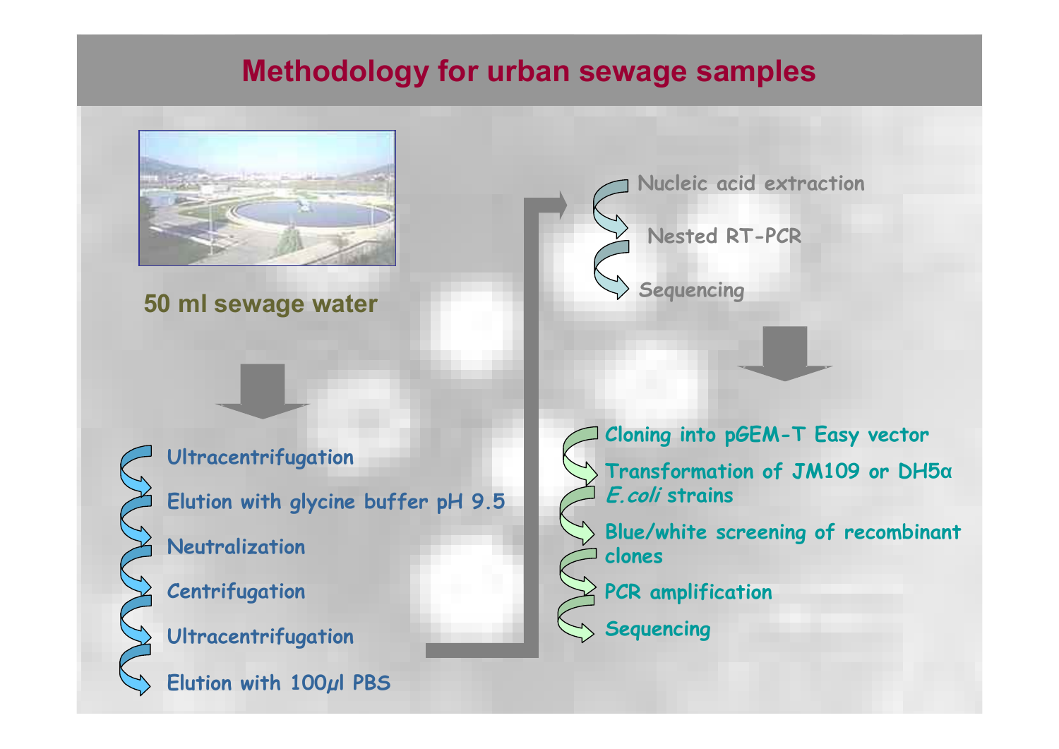# Methodology for urban sewage samples

**50 ml sewage water**

- Ultracentrifugation
- Elution with glycine buffer pH 9.5
- Neutralization
- Centrifugation
- Ultracentrifugation
- Elution with 100µl PBS

- Nucleic acid extraction
- Nested RT-PCR
- Sequencing

- Cloning into pGEM-T Easy vector
- Transformation of JM109 or DH5α *E.coli* strains
- Blue/white screening of recombinant clones
- PCR amplification
- Sequencing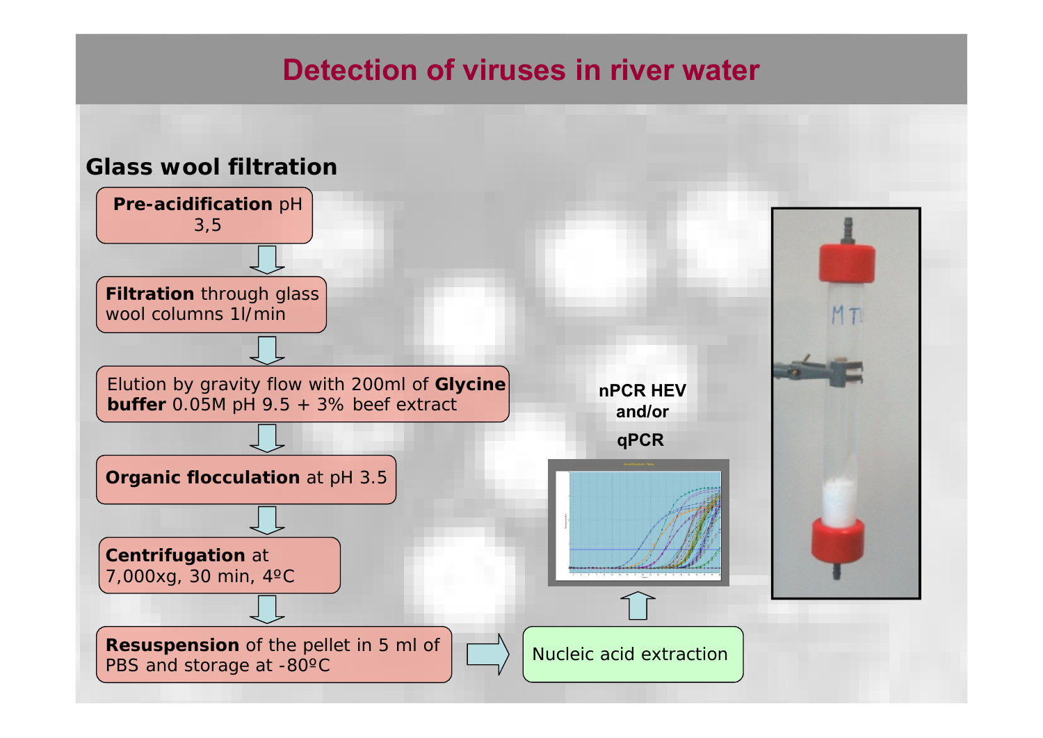# Detection of viruses in river water

## Glass wool filtration

**Pre-acidification** pH 3,5

↓

**Filtration** through glass wool columns 1l/min

↓

Elution by gravity flow with 200ml of **Glycine buffer** 0.05M pH 9.5 + 3% beef extract

↓

**Organic flocculation** at pH 3.5

↓

**Centrifugation** at 7,000xg, 30 min, 4ºC

↓

**Resuspension** of the pellet in 5 ml of PBS and storage at -80ºC

→ Nucleic acid extraction

↑

**nPCR HEV and/or qPCR**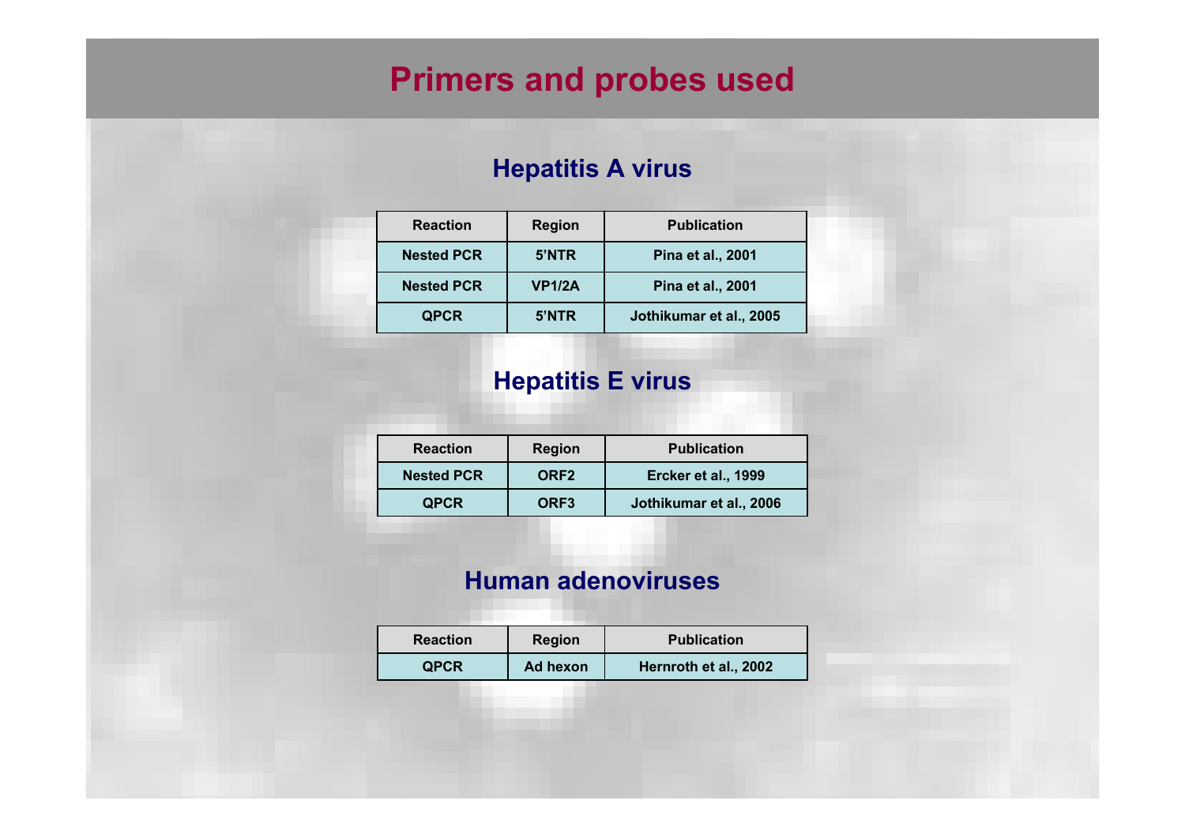# Primers and probes used

## Hepatitis A virus

| Reaction | Region | Publication |
|---|---|---|
| Nested PCR | 5’NTR | Pina et al., 2001 |
| Nested PCR | VP1/2A | Pina et al., 2001 |
| QPCR | 5’NTR | Jothikumar et al., 2005 |

## Hepatitis E virus

| Reaction | Region | Publication |
|---|---|---|
| Nested PCR | ORF2 | Ercker et al., 1999 |
| QPCR | ORF3 | Jothikumar et al., 2006 |

## Human adenoviruses

| Reaction | Region | Publication |
|---|---|---|
| QPCR | Ad hexon | Hernroth et al., 2002 |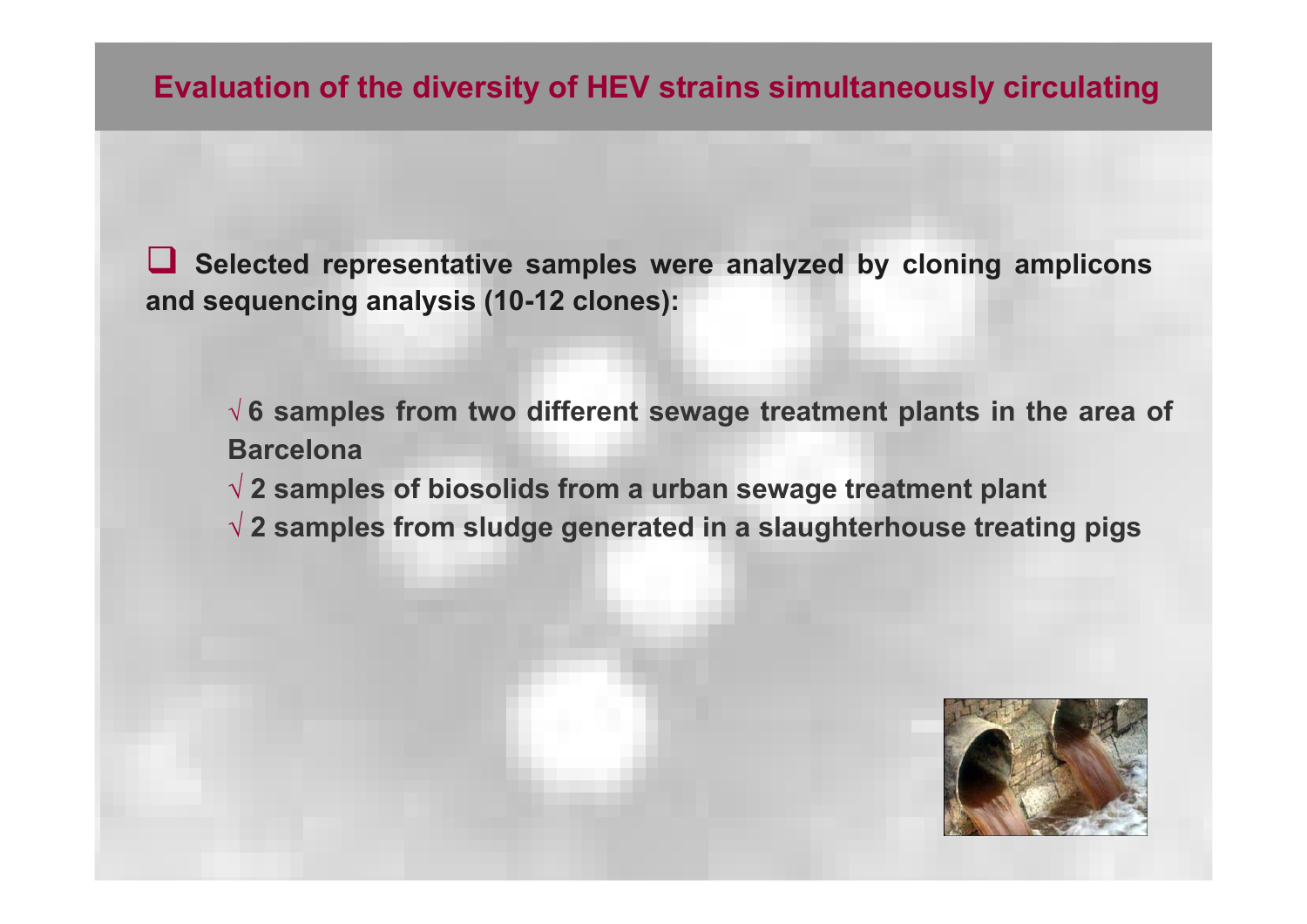## Evaluation of the diversity of HEV strains simultaneously circulating

- **Selected representative samples were analyzed by cloning amplicons and sequencing analysis (10-12 clones):**
  - √ **6 samples from two different sewage treatment plants in the area of Barcelona**
  - √ **2 samples of biosolids from a urban sewage treatment plant**
  - √ **2 samples from sludge generated in a slaughterhouse treating pigs**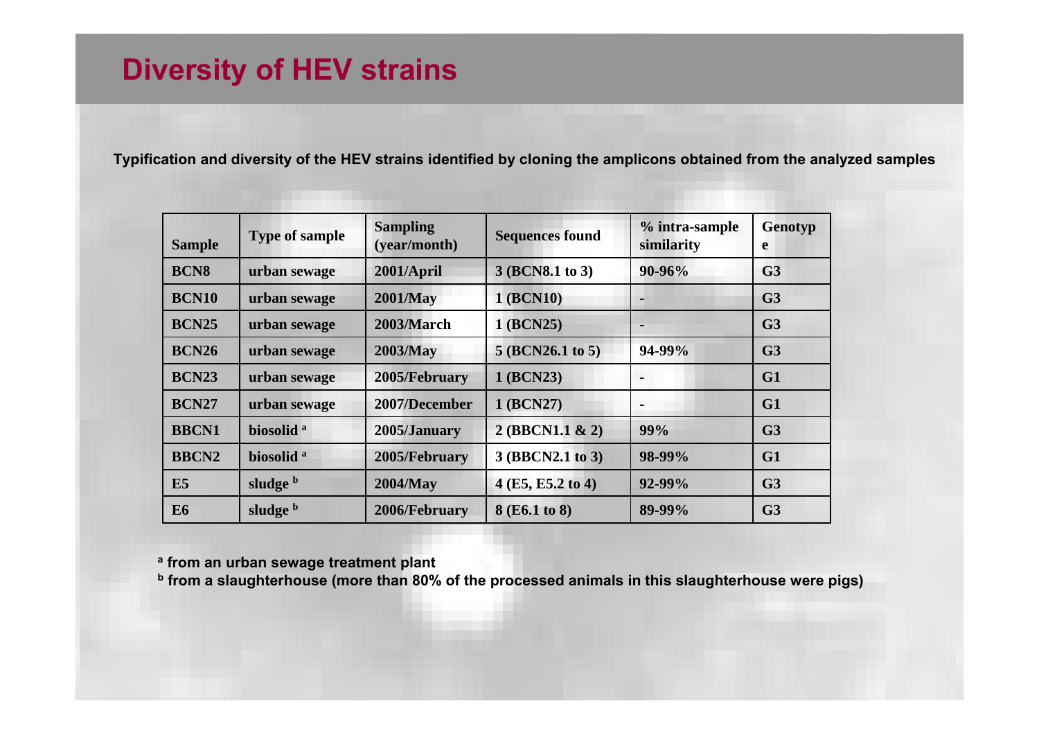# Diversity of HEV strains

**Typification and diversity of the HEV strains identified by cloning the amplicons obtained from the analyzed samples**

| Sample | Type of sample | Sampling (year/month) | Sequences found | % intra-sample similarity | Genotype |
|---|---|---|---|---|---|
| BCN8 | urban sewage | 2001/April | 3 (BCN8.1 to 3) | 90-96% | G3 |
| BCN10 | urban sewage | 2001/May | 1 (BCN10) | - | G3 |
| BCN25 | urban sewage | 2003/March | 1 (BCN25) | - | G3 |
| BCN26 | urban sewage | 2003/May | 5 (BCN26.1 to 5) | 94-99% | G3 |
| BCN23 | urban sewage | 2005/February | 1 (BCN23) | - | G1 |
| BCN27 | urban sewage | 2007/December | 1 (BCN27) | - | G1 |
| BBCN1 | biosolid [a] | 2005/January | 2 (BBCN1.1 & 2) | 99% | G3 |
| BBCN2 | biosolid [a] | 2005/February | 3 (BBCN2.1 to 3) | 98-99% | G1 |
| E5 | sludge [b] | 2004/May | 4 (E5, E5.2 to 4) | 92-99% | G3 |
| E6 | sludge [b] | 2006/February | 8 (E6.1 to 8) | 89-99% | G3 |

[a] from an urban sewage treatment plant

[b] from a slaughterhouse (more than 80% of the processed animals in this slaughterhouse were pigs)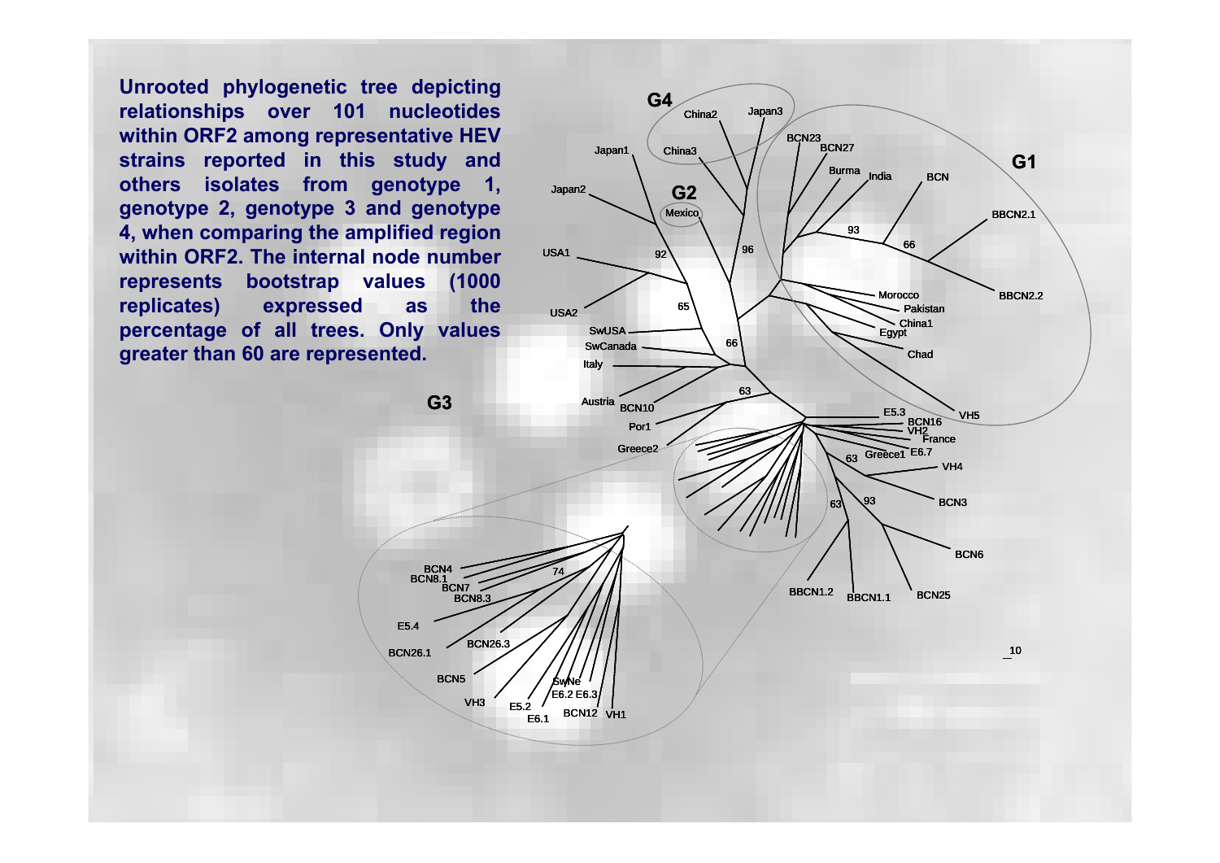Unrooted phylogenetic tree depicting relationships over 101 nucleotides within ORF2 among representative HEV strains reported in this study and others isolates from genotype 1, genotype 2, genotype 3 and genotype 4, when comparing the amplified region within ORF2. The internal node number represents bootstrap values (1000 replicates) expressed as the percentage of all trees. Only values greater than 60 are represented.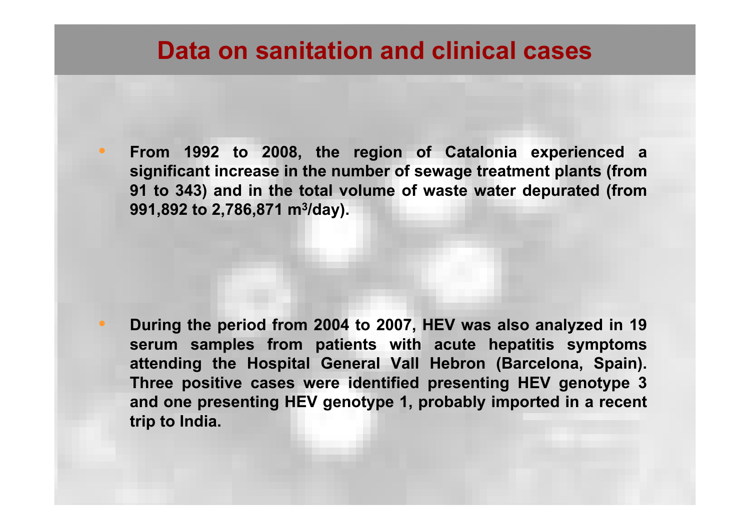# Data on sanitation and clinical cases

- **From 1992 to 2008, the region of Catalonia experienced a significant increase in the number of sewage treatment plants (from 91 to 343) and in the total volume of waste water depurated (from 991,892 to 2,786,871 $m^3$/day).**

- **During the period from 2004 to 2007, HEV was also analyzed in 19 serum samples from patients with acute hepatitis symptoms attending the Hospital General Vall Hebron (Barcelona, Spain). Three positive cases were identified presenting HEV genotype 3 and one presenting HEV genotype 1, probably imported in a recent trip to India.**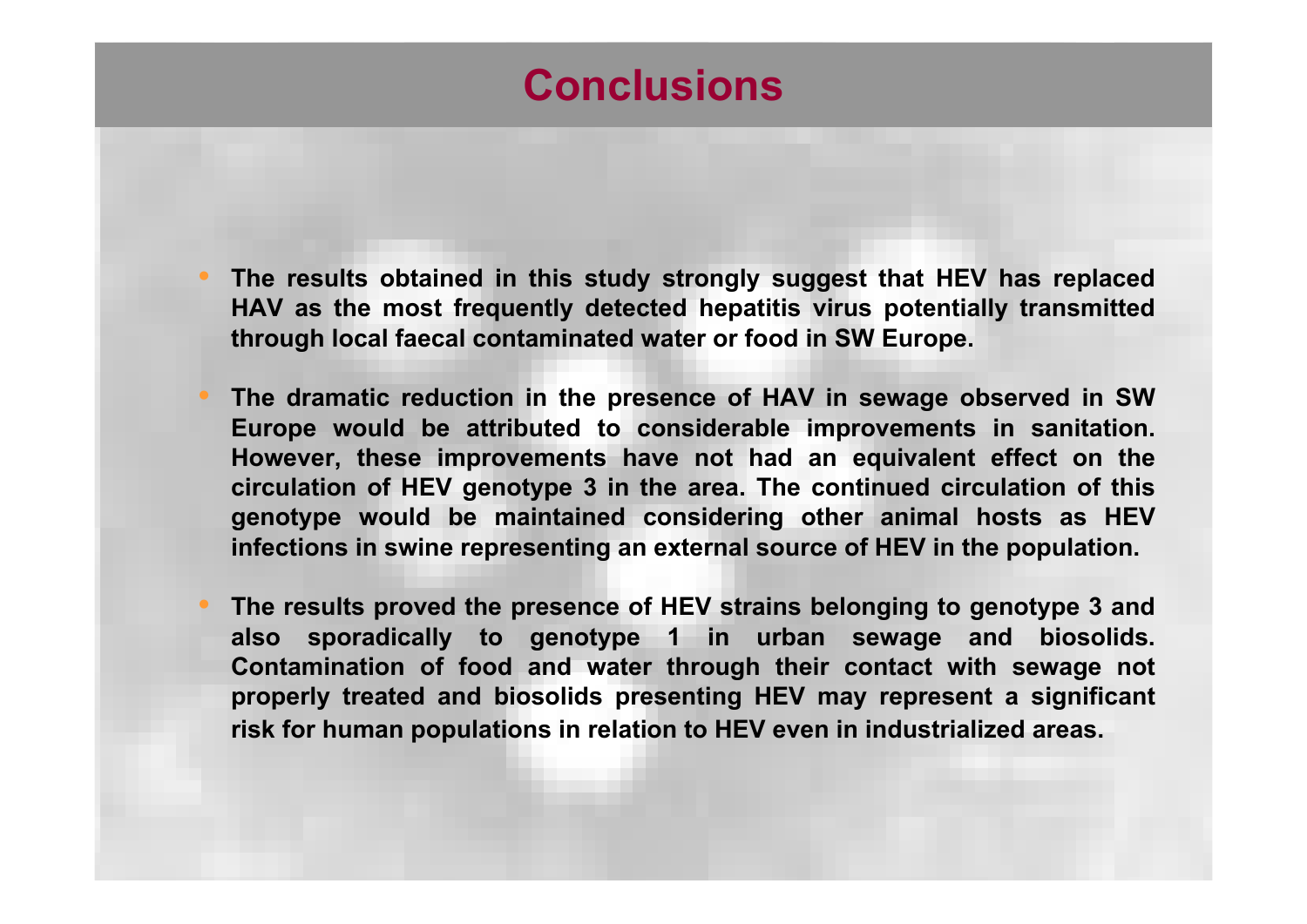# Conclusions

- **The results obtained in this study strongly suggest that HEV has replaced HAV as the most frequently detected hepatitis virus potentially transmitted through local faecal contaminated water or food in SW Europe.**
- **The dramatic reduction in the presence of HAV in sewage observed in SW Europe would be attributed to considerable improvements in sanitation. However, these improvements have not had an equivalent effect on the circulation of HEV genotype 3 in the area. The continued circulation of this genotype would be maintained considering other animal hosts as HEV infections in swine representing an external source of HEV in the population.**
- **The results proved the presence of HEV strains belonging to genotype 3 and also sporadically to genotype 1 in urban sewage and biosolids. Contamination of food and water through their contact with sewage not properly treated and biosolids presenting HEV may represent a significant risk for human populations in relation to HEV even in industrialized areas.**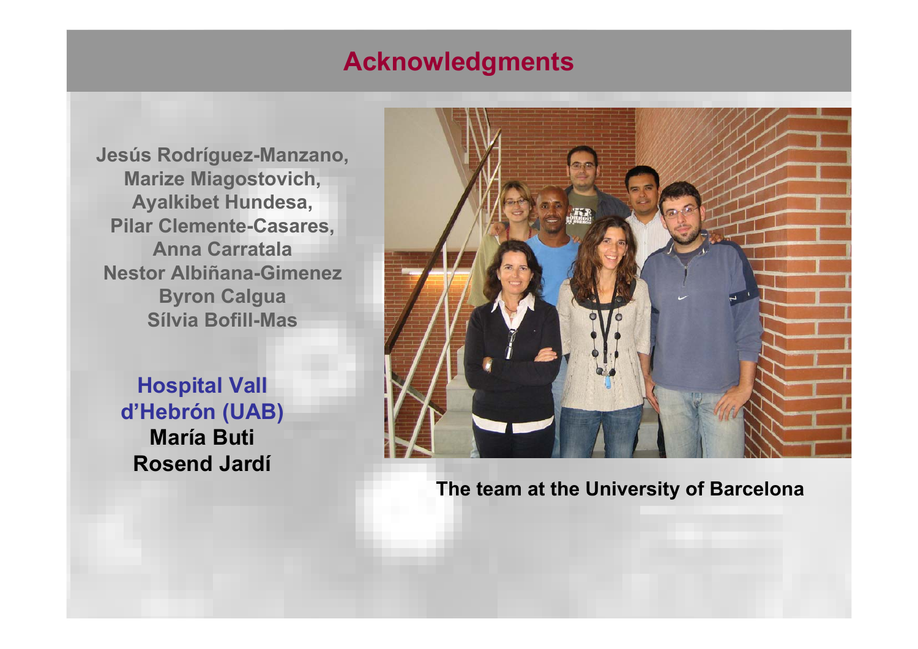# Acknowledgments

**Jesús Rodríguez-Manzano,**
**Marize Miagostovich,**
**Ayalkibet Hundesa,**
**Pilar Clemente-Casares,**
**Anna Carratala**
**Nestor Albiñana-Gimenez**
**Byron Calgua**
**Sílvia Bofill-Mas**

**Hospital Vall d'Hebrón (UAB)**
**María Buti**
**Rosend Jardí**

**The team at the University of Barcelona**